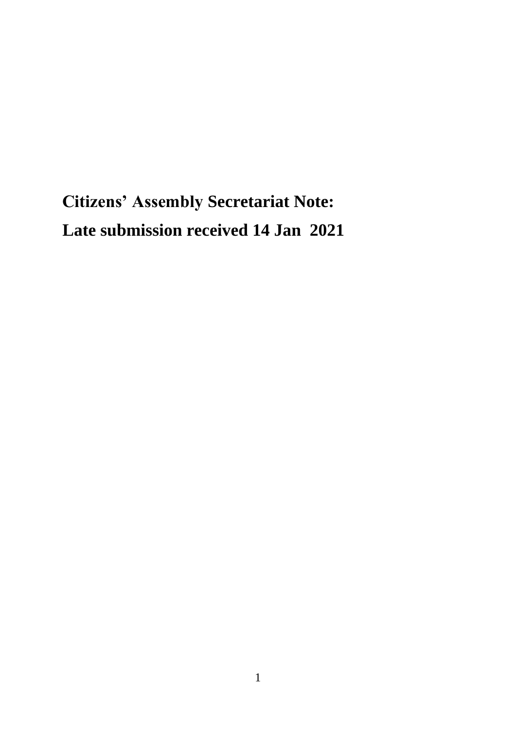**Citizens' Assembly Secretariat Note:**

**Late submission received 14 Jan 2021**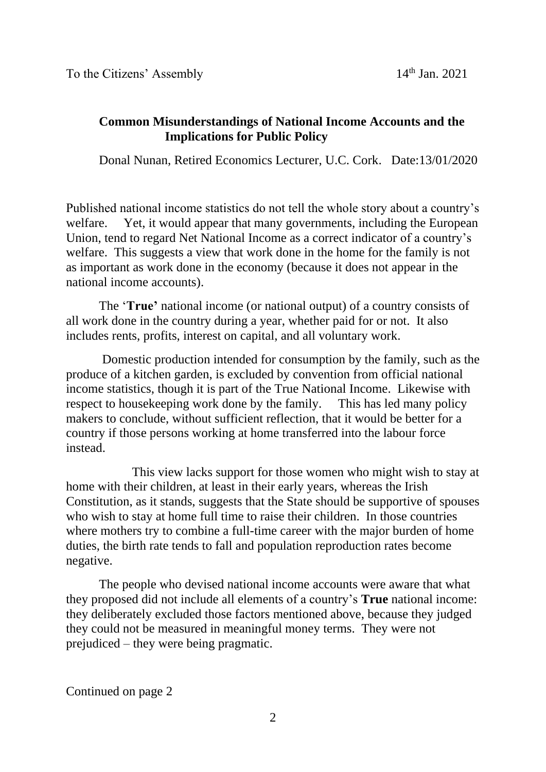To the Citizens' Assembly 14th Jan. 2021

**Common Misunderstandings of National Income Accounts and the Implications for Public Policy**

Donal Nunan, Retired Economics Lecturer, U.C. Cork. Date:13/01/2020

Published national income statistics do not tell the whole story about a country's welfare. Yet, it would appear that many governments, including the European Union, tend to regard Net National Income as a correct indicator of a country's welfare. This suggests a view that work done in the home for the family is not as important as work done in the economy (because it does not appear in the national income accounts).

The '**True'** national income (or national output) of a country consists of all work done in the country during a year, whether paid for or not. It also includes rents, profits, interest on capital, and all voluntary work.

Domestic production intended for consumption by the family, such as the produce of a kitchen garden, is excluded by convention from official national income statistics, though it is part of the True National Income. Likewise with respect to housekeeping work done by the family. This has led many policy makers to conclude, without sufficient reflection, that it would be better for a country if those persons working at home transferred into the labour force instead.

This view lacks support for those women who might wish to stay at home with their children, at least in their early years, whereas the Irish Constitution, as it stands, suggests that the State should be supportive of spouses who wish to stay at home full time to raise their children. In those countries where mothers try to combine a full-time career with the major burden of home duties, the birth rate tends to fall and population reproduction rates become negative.

The people who devised national income accounts were aware that what they proposed did not include all elements of a country's **True** national income: they deliberately excluded those factors mentioned above, because they judged they could not be measured in meaningful money terms. They were not prejudiced – they were being pragmatic.

Continued on page 2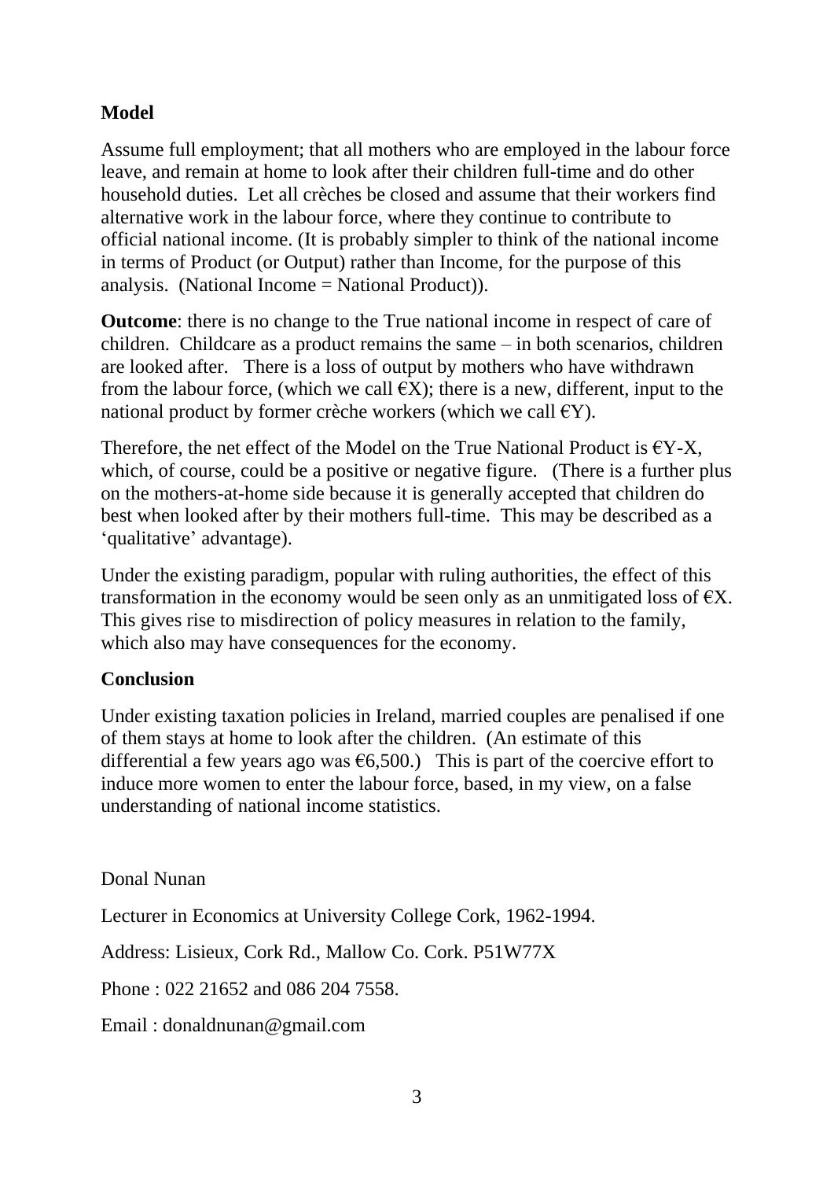**Model**

Assume full employment; that all mothers who are employed in the labour force leave, and remain at home to look after their children full-time and do other household duties. Let all crèches be closed and assume that their workers find alternative work in the labour force, where they continue to contribute to official national income. (It is probably simpler to think of the national income in terms of Product (or Output) rather than Income, for the purpose of this analysis. (National Income = National Product)).

**Outcome**: there is no change to the True national income in respect of care of children. Childcare as a product remains the same – in both scenarios, children are looked after. There is a loss of output by mothers who have withdrawn from the labour force, (which we call €X); there is a new, different, input to the national product by former crèche workers (which we call €Y).

Therefore, the net effect of the Model on the True National Product is €Y-X, which, of course, could be a positive or negative figure. (There is a further plus on the mothers-at-home side because it is generally accepted that children do best when looked after by their mothers full-time. This may be described as a 'qualitative' advantage).

Under the existing paradigm, popular with ruling authorities, the effect of this transformation in the economy would be seen only as an unmitigated loss of €X. This gives rise to misdirection of policy measures in relation to the family, which also may have consequences for the economy.

**Conclusion**

Under existing taxation policies in Ireland, married couples are penalised if one of them stays at home to look after the children. (An estimate of this differential a few years ago was €6,500.) This is part of the coercive effort to induce more women to enter the labour force, based, in my view, on a false understanding of national income statistics.

Donal Nunan

Lecturer in Economics at University College Cork, 1962-1994.

Address: Lisieux, Cork Rd., Mallow Co. Cork. P51W77X

Phone : 022 21652 and 086 204 7558.

Email : donaldnunan@gmail.com